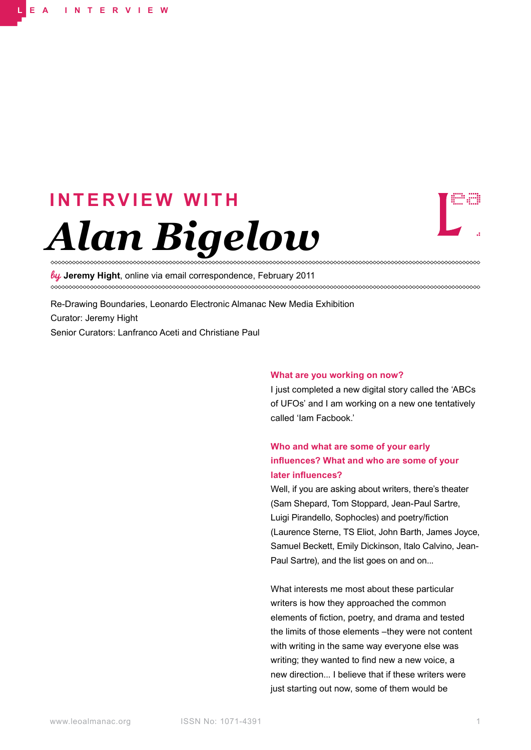# INTERVIEW WITH *Alan Bigelow*

*by* **Jeremy Hight**, online via email correspondence, February 2011

Re-Drawing Boundaries, Leonardo Electronic Almanac New Media Exhibition
Curator: Jeremy Hight
Senior Curators: Lanfranco Aceti and Christiane Paul

**What are you working on now?**

I just completed a new digital story called the 'ABCs of UFOs' and I am working on a new one tentatively called 'Iam Facbook.'

**Who and what are some of your early influences? What and who are some of your later influences?**

Well, if you are asking about writers, there's theater (Sam Shepard, Tom Stoppard, Jean-Paul Sartre, Luigi Pirandello, Sophocles) and poetry/fiction (Laurence Sterne, TS Eliot, John Barth, James Joyce, Samuel Beckett, Emily Dickinson, Italo Calvino, Jean-Paul Sartre), and the list goes on and on...

What interests me most about these particular writers is how they approached the common elements of fiction, poetry, and drama and tested the limits of those elements –they were not content with writing in the same way everyone else was writing; they wanted to find new a new voice, a new direction... I believe that if these writers were just starting out now, some of them would be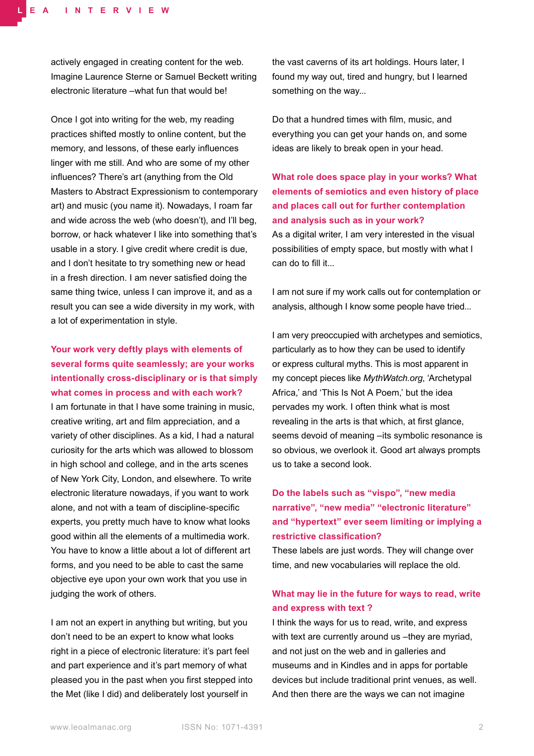actively engaged in creating content for the web. Imagine Laurence Sterne or Samuel Beckett writing electronic literature –what fun that would be!

Once I got into writing for the web, my reading practices shifted mostly to online content, but the memory, and lessons, of these early influences linger with me still. And who are some of my other influences? There's art (anything from the Old Masters to Abstract Expressionism to contemporary art) and music (you name it). Nowadays, I roam far and wide across the web (who doesn't), and I'll beg, borrow, or hack whatever I like into something that's usable in a story. I give credit where credit is due, and I don't hesitate to try something new or head in a fresh direction. I am never satisfied doing the same thing twice, unless I can improve it, and as a result you can see a wide diversity in my work, with a lot of experimentation in style.

**Your work very deftly plays with elements of several forms quite seamlessly; are your works intentionally cross-disciplinary or is that simply what comes in process and with each work?**

I am fortunate in that I have some training in music, creative writing, art and film appreciation, and a variety of other disciplines. As a kid, I had a natural curiosity for the arts which was allowed to blossom in high school and college, and in the arts scenes of New York City, London, and elsewhere. To write electronic literature nowadays, if you want to work alone, and not with a team of discipline-specific experts, you pretty much have to know what looks good within all the elements of a multimedia work. You have to know a little about a lot of different art forms, and you need to be able to cast the same objective eye upon your own work that you use in judging the work of others.

I am not an expert in anything but writing, but you don't need to be an expert to know what looks right in a piece of electronic literature: it's part feel and part experience and it's part memory of what pleased you in the past when you first stepped into the Met (like I did) and deliberately lost yourself in the vast caverns of its art holdings. Hours later, I found my way out, tired and hungry, but I learned something on the way...

Do that a hundred times with film, music, and everything you can get your hands on, and some ideas are likely to break open in your head.

**What role does space play in your works? What elements of semiotics and even history of place and places call out for further contemplation and analysis such as in your work?**

As a digital writer, I am very interested in the visual possibilities of empty space, but mostly with what I can do to fill it...

I am not sure if my work calls out for contemplation or analysis, although I know some people have tried...

I am very preoccupied with archetypes and semiotics, particularly as to how they can be used to identify or express cultural myths. This is most apparent in my concept pieces like *MythWatch.org*, 'Archetypal Africa,' and 'This Is Not A Poem,' but the idea pervades my work. I often think what is most revealing in the arts is that which, at first glance, seems devoid of meaning –its symbolic resonance is so obvious, we overlook it. Good art always prompts us to take a second look.

**Do the labels such as "vispo", "new media narrative", "new media" "electronic literature" and "hypertext" ever seem limiting or implying a restrictive classification?**

These labels are just words. They will change over time, and new vocabularies will replace the old.

**What may lie in the future for ways to read, write and express with text ?**

I think the ways for us to read, write, and express with text are currently around us –they are myriad, and not just on the web and in galleries and museums and in Kindles and in apps for portable devices but include traditional print venues, as well. And then there are the ways we can not imagine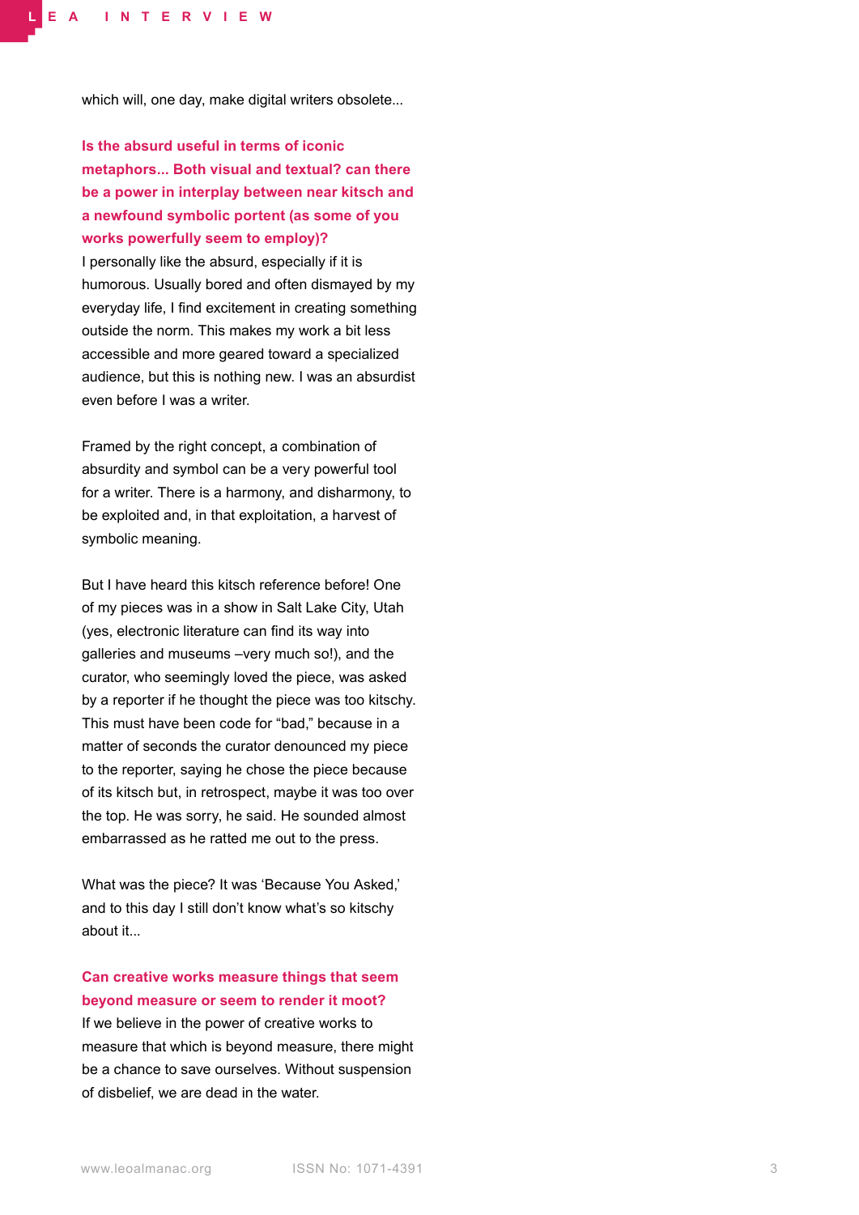which will, one day, make digital writers obsolete...

**Is the absurd useful in terms of iconic metaphors... Both visual and textual? can there be a power in interplay between near kitsch and a newfound symbolic portent (as some of you works powerfully seem to employ)?**

I personally like the absurd, especially if it is humorous. Usually bored and often dismayed by my everyday life, I find excitement in creating something outside the norm. This makes my work a bit less accessible and more geared toward a specialized audience, but this is nothing new. I was an absurdist even before I was a writer.

Framed by the right concept, a combination of absurdity and symbol can be a very powerful tool for a writer. There is a harmony, and disharmony, to be exploited and, in that exploitation, a harvest of symbolic meaning.

But I have heard this kitsch reference before! One of my pieces was in a show in Salt Lake City, Utah (yes, electronic literature can find its way into galleries and museums –very much so!), and the curator, who seemingly loved the piece, was asked by a reporter if he thought the piece was too kitschy. This must have been code for "bad," because in a matter of seconds the curator denounced my piece to the reporter, saying he chose the piece because of its kitsch but, in retrospect, maybe it was too over the top. He was sorry, he said. He sounded almost embarrassed as he ratted me out to the press.

What was the piece? It was 'Because You Asked,' and to this day I still don't know what's so kitschy about it...

**Can creative works measure things that seem beyond measure or seem to render it moot?**

If we believe in the power of creative works to measure that which is beyond measure, there might be a chance to save ourselves. Without suspension of disbelief, we are dead in the water.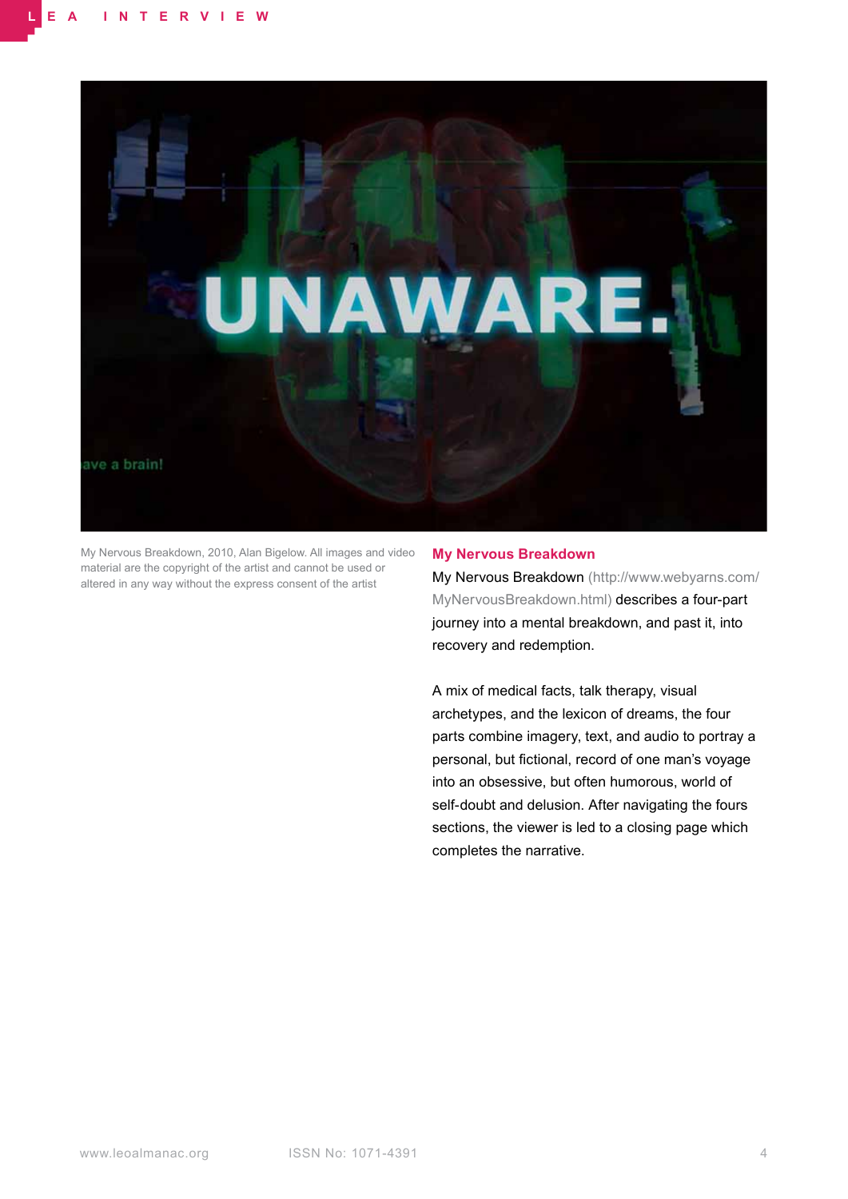My Nervous Breakdown, 2010, Alan Bigelow. All images and video material are the copyright of the artist and cannot be used or altered in any way without the express consent of the artist

## My Nervous Breakdown

My Nervous Breakdown (http://www.webyarns.com/MyNervousBreakdown.html) describes a four-part journey into a mental breakdown, and past it, into recovery and redemption.

A mix of medical facts, talk therapy, visual archetypes, and the lexicon of dreams, the four parts combine imagery, text, and audio to portray a personal, but fictional, record of one man's voyage into an obsessive, but often humorous, world of self-doubt and delusion. After navigating the fours sections, the viewer is led to a closing page which completes the narrative.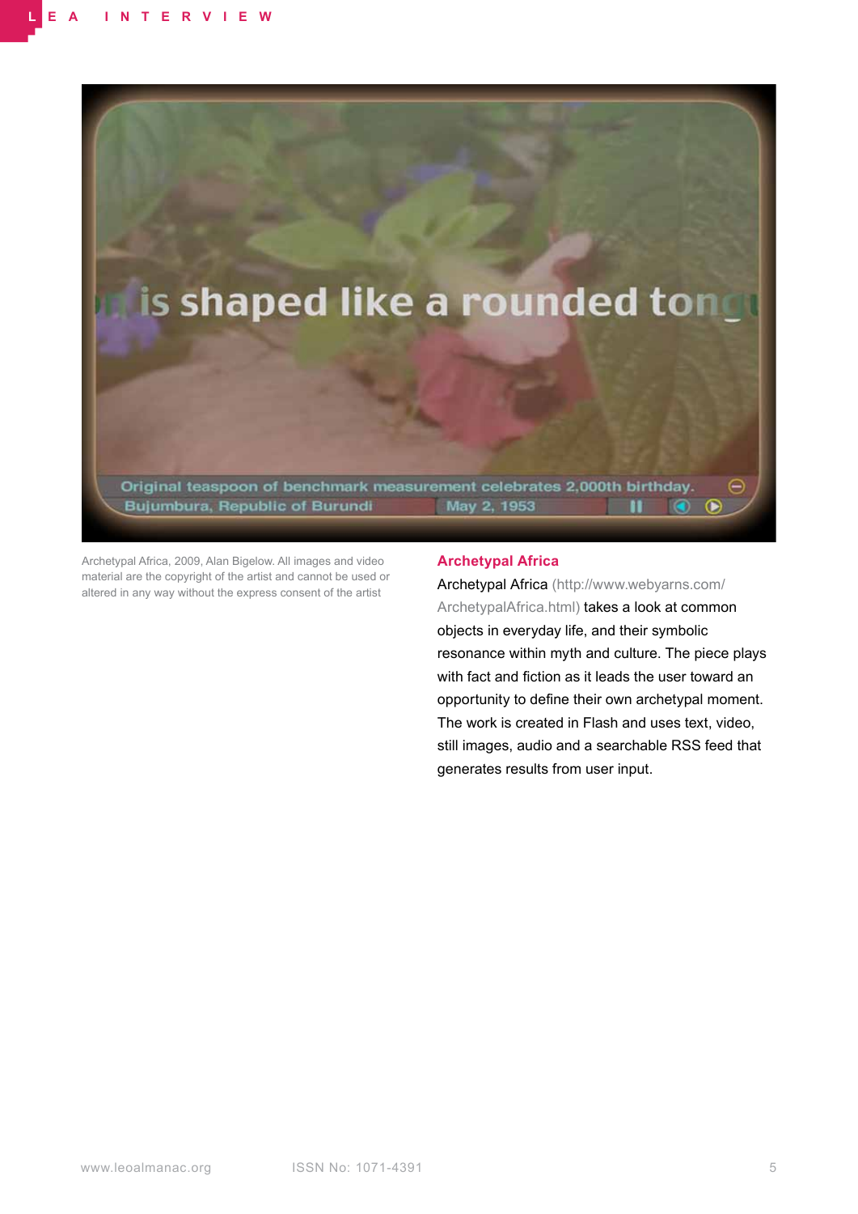Archetypal Africa, 2009, Alan Bigelow. All images and video material are the copyright of the artist and cannot be used or altered in any way without the express consent of the artist

## Archetypal Africa

Archetypal Africa (http://www.webyarns.com/ArchetypalAfrica.html) takes a look at common objects in everyday life, and their symbolic resonance within myth and culture. The piece plays with fact and fiction as it leads the user toward an opportunity to define their own archetypal moment. The work is created in Flash and uses text, video, still images, audio and a searchable RSS feed that generates results from user input.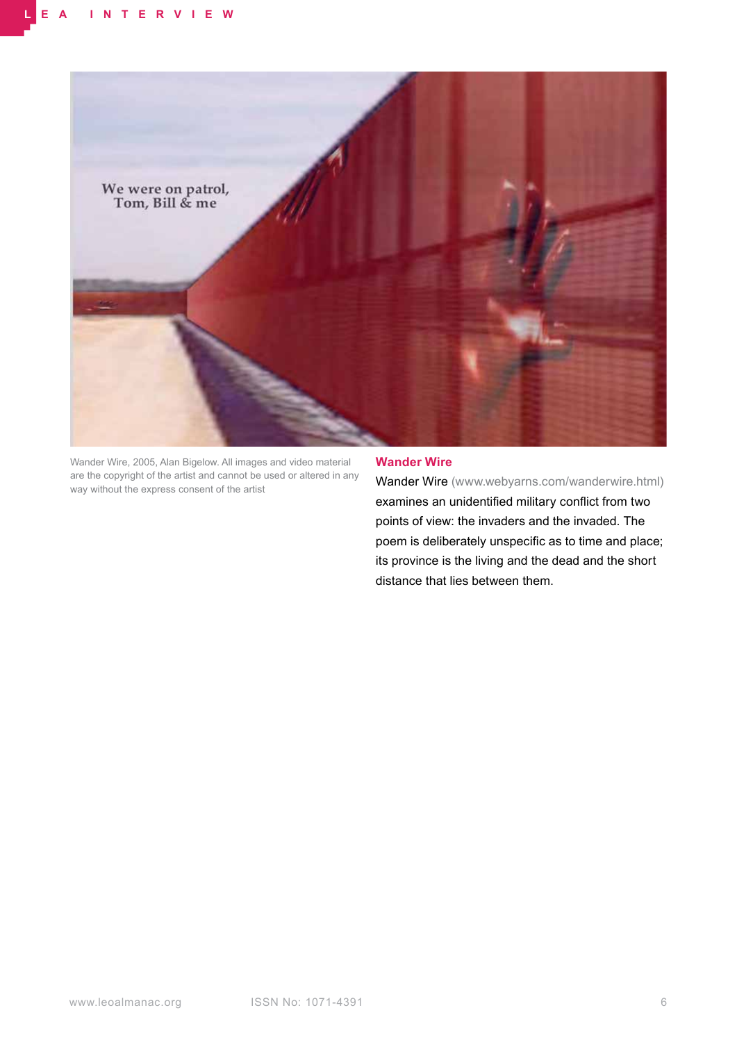Wander Wire, 2005, Alan Bigelow. All images and video material are the copyright of the artist and cannot be used or altered in any way without the express consent of the artist

### Wander Wire

Wander Wire (www.webyarns.com/wanderwire.html) examines an unidentified military conflict from two points of view: the invaders and the invaded. The poem is deliberately unspecific as to time and place; its province is the living and the dead and the short distance that lies between them.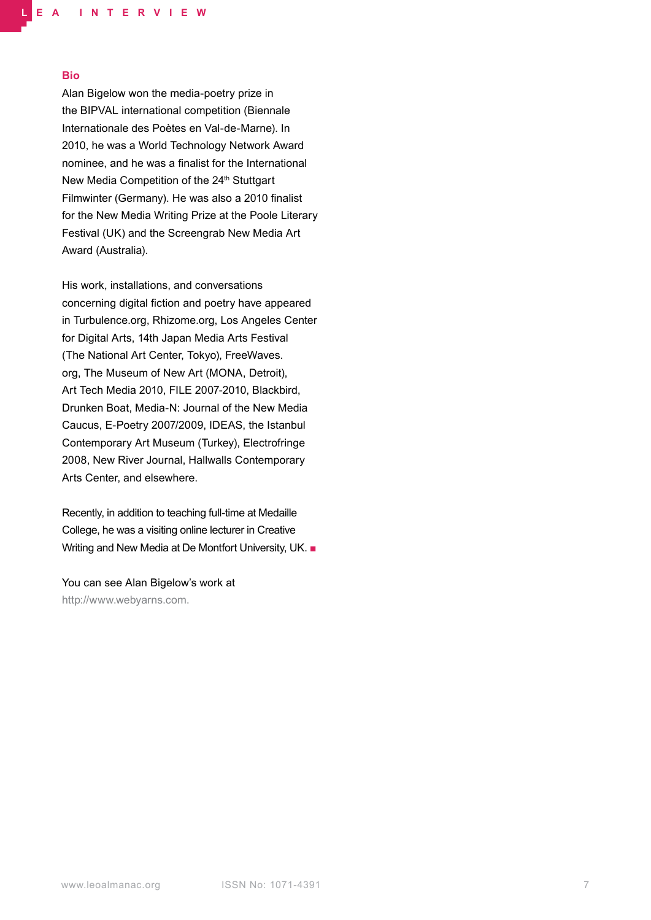## Bio

Alan Bigelow won the media-poetry prize in the BIPVAL international competition (Biennale Internationale des Poètes en Val-de-Marne). In 2010, he was a World Technology Network Award nominee, and he was a finalist for the International New Media Competition of the 24th Stuttgart Filmwinter (Germany). He was also a 2010 finalist for the New Media Writing Prize at the Poole Literary Festival (UK) and the Screengrab New Media Art Award (Australia).

His work, installations, and conversations concerning digital fiction and poetry have appeared in Turbulence.org, Rhizome.org, Los Angeles Center for Digital Arts, 14th Japan Media Arts Festival (The National Art Center, Tokyo), FreeWaves.org, The Museum of New Art (MONA, Detroit), Art Tech Media 2010, FILE 2007-2010, Blackbird, Drunken Boat, Media-N: Journal of the New Media Caucus, E-Poetry 2007/2009, IDEAS, the Istanbul Contemporary Art Museum (Turkey), Electrofringe 2008, New River Journal, Hallwalls Contemporary Arts Center, and elsewhere.

Recently, in addition to teaching full-time at Medaille College, he was a visiting online lecturer in Creative Writing and New Media at De Montfort University, UK. ■

You can see Alan Bigelow's work at http://www.webyarns.com.